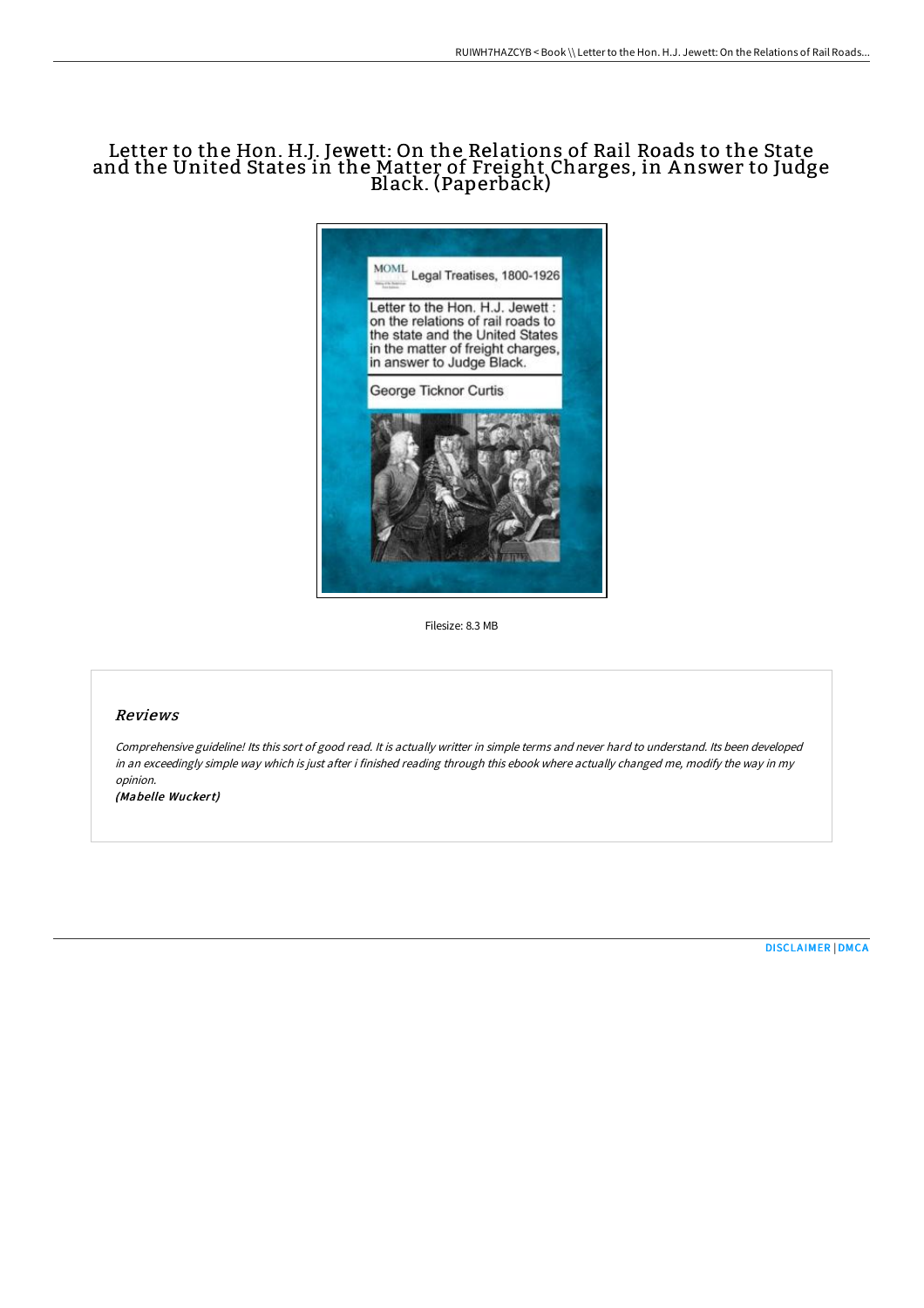# Letter to the Hon. H.J. Jewett: On the Relations of Rail Roads to the State and the United States in the Matter of Freight Charges, in Answer to Judge Black. (Paperback)

Filesize: 8.3 MB

## Reviews

*Comprehensive guideline! Its this sort of good read. It is actually writter in simple terms and never hard to understand. Its been developed in an exceedingly simple way which is just after i finished reading through this ebook where actually changed me, modify the way in my opinion.*

*(Mabelle Wuckert)*

[DISCLAIMER](#) | [DMCA](#)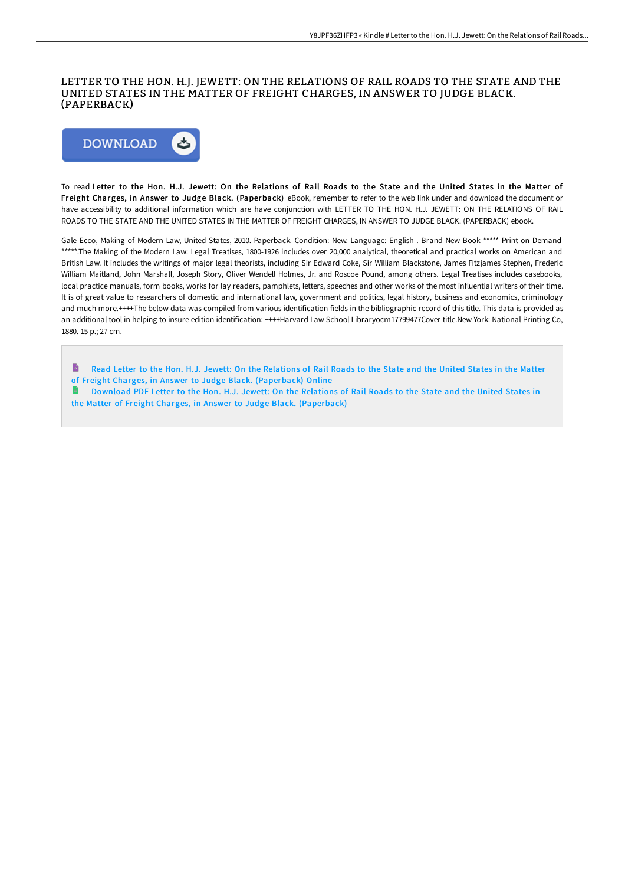# LETTER TO THE HON. H.J. JEWETT: ON THE RELATIONS OF RAIL ROADS TO THE STATE AND THE UNITED STATES IN THE MATTER OF FREIGHT CHARGES, IN ANSWER TO JUDGE BLACK. (PAPERBACK)

DOWNLOAD

To read **Letter to the Hon. H.J. Jewett: On the Relations of Rail Roads to the State and the United States in the Matter of Freight Charges, in Answer to Judge Black. (Paperback)** eBook, remember to refer to the web link under and download the document or have accessibility to additional information which are have conjunction with LETTER TO THE HON. H.J. JEWETT: ON THE RELATIONS OF RAIL ROADS TO THE STATE AND THE UNITED STATES IN THE MATTER OF FREIGHT CHARGES, IN ANSWER TO JUDGE BLACK. (PAPERBACK) ebook.

Gale Ecco, Making of Modern Law, United States, 2010. Paperback. Condition: New. Language: English . Brand New Book ***** Print on Demand *****.The Making of the Modern Law: Legal Treatises, 1800-1926 includes over 20,000 analytical, theoretical and practical works on American and British Law. It includes the writings of major legal theorists, including Sir Edward Coke, Sir William Blackstone, James Fitzjames Stephen, Frederic William Maitland, John Marshall, Joseph Story, Oliver Wendell Holmes, Jr. and Roscoe Pound, among others. Legal Treatises includes casebooks, local practice manuals, form books, works for lay readers, pamphlets, letters, speeches and other works of the most influential writers of their time. It is of great value to researchers of domestic and international law, government and politics, legal history, business and economics, criminology and much more.++++The below data was compiled from various identification fields in the bibliographic record of this title. This data is provided as an additional tool in helping to insure edition identification: ++++Harvard Law School Libraryocm17799477Cover title.New York: National Printing Co, 1880. 15 p.; 27 cm.

- Read Letter to the Hon. H.J. Jewett: On the Relations of Rail Roads to the State and the United States in the Matter of Freight Charges, in Answer to Judge Black. (Paperback) Online
- Download PDF Letter to the Hon. H.J. Jewett: On the Relations of Rail Roads to the State and the United States in the Matter of Freight Charges, in Answer to Judge Black. (Paperback)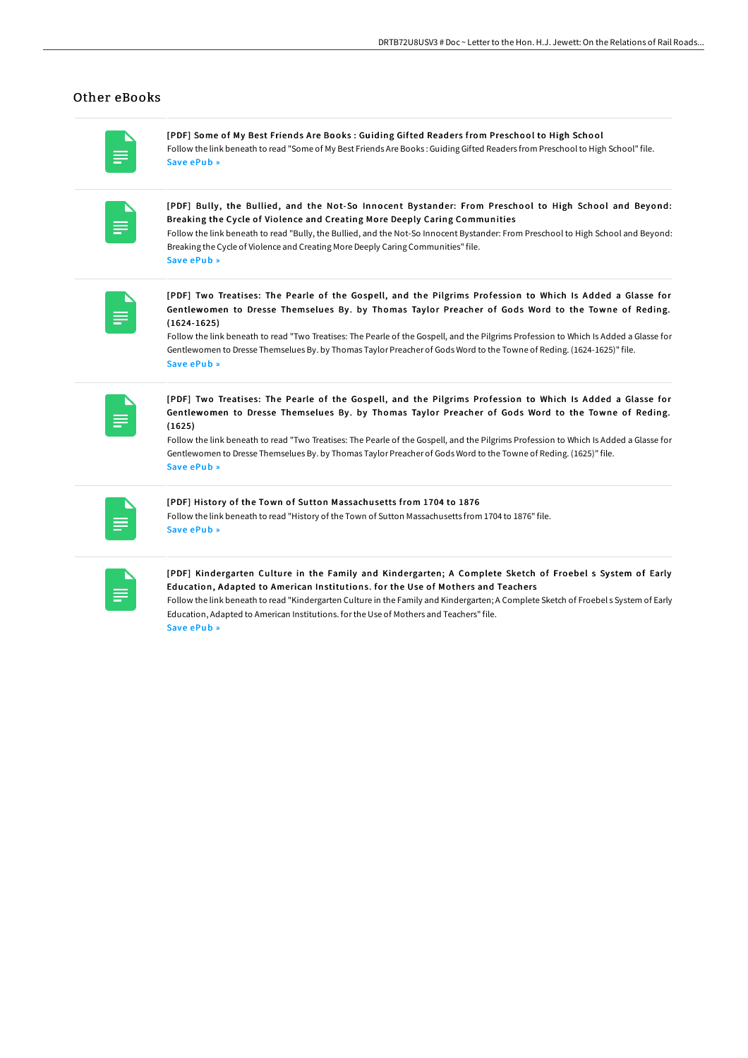## Other eBooks

**[PDF] Some of My Best Friends Are Books : Guiding Gifted Readers from Preschool to High School**
Follow the link beneath to read "Some of My Best Friends Are Books : Guiding Gifted Readers from Preschool to High School" file.
Save ePub »

**[PDF] Bully, the Bullied, and the Not-So Innocent Bystander: From Preschool to High School and Beyond: Breaking the Cycle of Violence and Creating More Deeply Caring Communities**
Follow the link beneath to read "Bully, the Bullied, and the Not-So Innocent Bystander: From Preschool to High School and Beyond: Breaking the Cycle of Violence and Creating More Deeply Caring Communities" file.
Save ePub »

**[PDF] Two Treatises: The Pearle of the Gospell, and the Pilgrims Profession to Which Is Added a Glasse for Gentlewomen to Dresse Themselues By. by Thomas Taylor Preacher of Gods Word to the Towne of Reding. (1624-1625)**
Follow the link beneath to read "Two Treatises: The Pearle of the Gospell, and the Pilgrims Profession to Which Is Added a Glasse for Gentlewomen to Dresse Themselues By. by Thomas Taylor Preacher of Gods Word to the Towne of Reding. (1624-1625)" file.
Save ePub »

**[PDF] Two Treatises: The Pearle of the Gospell, and the Pilgrims Profession to Which Is Added a Glasse for Gentlewomen to Dresse Themselues By. by Thomas Taylor Preacher of Gods Word to the Towne of Reding. (1625)**
Follow the link beneath to read "Two Treatises: The Pearle of the Gospell, and the Pilgrims Profession to Which Is Added a Glasse for Gentlewomen to Dresse Themselues By. by Thomas Taylor Preacher of Gods Word to the Towne of Reding. (1625)" file.
Save ePub »

**[PDF] History of the Town of Sutton Massachusetts from 1704 to 1876**
Follow the link beneath to read "History of the Town of Sutton Massachusetts from 1704 to 1876" file.
Save ePub »

**[PDF] Kindergarten Culture in the Family and Kindergarten; A Complete Sketch of Froebel s System of Early Education, Adapted to American Institutions. for the Use of Mothers and Teachers**
Follow the link beneath to read "Kindergarten Culture in the Family and Kindergarten; A Complete Sketch of Froebel s System of Early Education, Adapted to American Institutions. for the Use of Mothers and Teachers" file.
Save ePub »